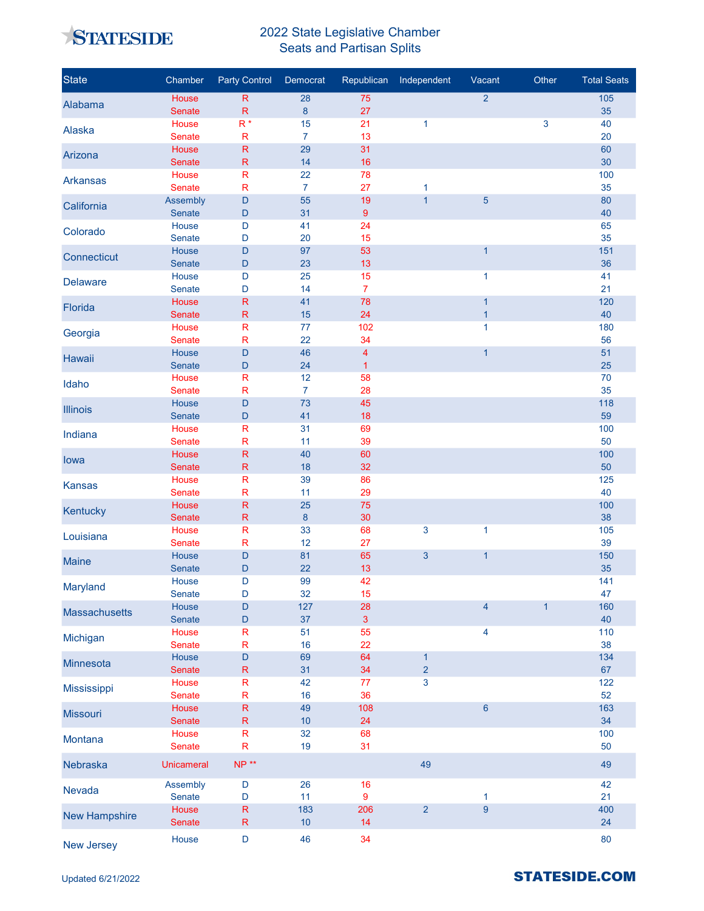# 2022 State Legislative Chamber Seats and Partisan Splits

| State | Chamber | Party Control | Democrat | Republican | Independent | Vacant | Other | Total Seats |
|---|---|---|---|---|---|---|---|---|
| Alabama | House | R | 28 | 75 | | 2 | | 105 |
| | Senate | R | 8 | 27 | | | | 35 |
| Alaska | House | R * | 15 | 21 | 1 | | 3 | 40 |
| | Senate | R | 7 | 13 | | | | 20 |
| Arizona | House | R | 29 | 31 | | | | 60 |
| | Senate | R | 14 | 16 | | | | 30 |
| Arkansas | House | R | 22 | 78 | | | | 100 |
| | Senate | R | 7 | 27 | 1 | | | 35 |
| California | Assembly | D | 55 | 19 | 1 | 5 | | 80 |
| | Senate | D | 31 | 9 | | | | 40 |
| Colorado | House | D | 41 | 24 | | | | 65 |
| | Senate | D | 20 | 15 | | | | 35 |
| Connecticut | House | D | 97 | 53 | | 1 | | 151 |
| | Senate | D | 23 | 13 | | | | 36 |
| Delaware | House | D | 25 | 15 | | 1 | | 41 |
| | Senate | D | 14 | 7 | | | | 21 |
| Florida | House | R | 41 | 78 | | 1 | | 120 |
| | Senate | R | 15 | 24 | | 1 | | 40 |
| Georgia | House | R | 77 | 102 | | 1 | | 180 |
| | Senate | R | 22 | 34 | | | | 56 |
| Hawaii | House | D | 46 | 4 | | 1 | | 51 |
| | Senate | D | 24 | 1 | | | | 25 |
| Idaho | House | R | 12 | 58 | | | | 70 |
| | Senate | R | 7 | 28 | | | | 35 |
| Illinois | House | D | 73 | 45 | | | | 118 |
| | Senate | D | 41 | 18 | | | | 59 |
| Indiana | House | R | 31 | 69 | | | | 100 |
| | Senate | R | 11 | 39 | | | | 50 |
| Iowa | House | R | 40 | 60 | | | | 100 |
| | Senate | R | 18 | 32 | | | | 50 |
| Kansas | House | R | 39 | 86 | | | | 125 |
| | Senate | R | 11 | 29 | | | | 40 |
| Kentucky | House | R | 25 | 75 | | | | 100 |
| | Senate | R | 8 | 30 | | | | 38 |
| Louisiana | House | R | 33 | 68 | 3 | 1 | | 105 |
| | Senate | R | 12 | 27 | | | | 39 |
| Maine | House | D | 81 | 65 | 3 | 1 | | 150 |
| | Senate | D | 22 | 13 | | | | 35 |
| Maryland | House | D | 99 | 42 | | | | 141 |
| | Senate | D | 32 | 15 | | | | 47 |
| Massachusetts | House | D | 127 | 28 | | 4 | 1 | 160 |
| | Senate | D | 37 | 3 | | | | 40 |
| Michigan | House | R | 51 | 55 | | 4 | | 110 |
| | Senate | R | 16 | 22 | | | | 38 |
| Minnesota | House | D | 69 | 64 | 1 | | | 134 |
| | Senate | R | 31 | 34 | 2 | | | 67 |
| Mississippi | House | R | 42 | 77 | 3 | | | 122 |
| | Senate | R | 16 | 36 | | | | 52 |
| Missouri | House | R | 49 | 108 | | 6 | | 163 |
| | Senate | R | 10 | 24 | | | | 34 |
| Montana | House | R | 32 | 68 | | | | 100 |
| | Senate | R | 19 | 31 | | | | 50 |
| Nebraska | Unicameral | NP ** | | | 49 | | | 49 |
| Nevada | Assembly | D | 26 | 16 | | | | 42 |
| | Senate | D | 11 | 9 | | 1 | | 21 |
| New Hampshire | House | R | 183 | 206 | 2 | 9 | | 400 |
| | Senate | R | 10 | 14 | | | | 24 |
| New Jersey | House | D | 46 | 34 | | | | 80 |

Updated 6/21/2022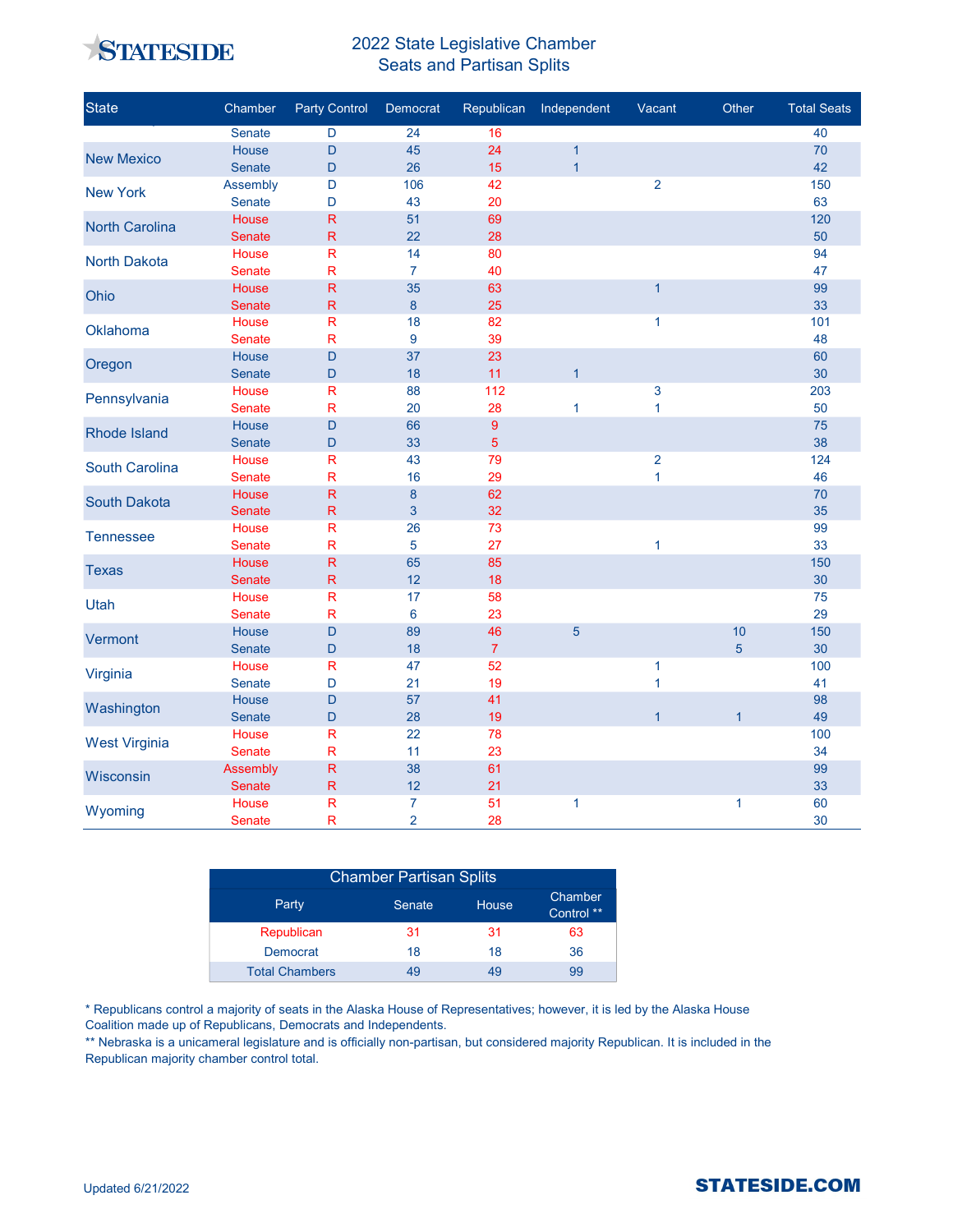# 2022 State Legislative Chamber Seats and Partisan Splits

| State | Chamber | Party Control | Democrat | Republican | Independent | Vacant | Other | Total Seats |
|---|---|---|---|---|---|---|---|---|
| | Senate | D | 24 | 16 | | | | 40 |
| New Mexico | House | D | 45 | 24 | 1 | | | 70 |
| | Senate | D | 26 | 15 | 1 | | | 42 |
| New York | Assembly | D | 106 | 42 | | 2 | | 150 |
| | Senate | D | 43 | 20 | | | | 63 |
| North Carolina | House | R | 51 | 69 | | | | 120 |
| | Senate | R | 22 | 28 | | | | 50 |
| North Dakota | House | R | 14 | 80 | | | | 94 |
| | Senate | R | 7 | 40 | | | | 47 |
| Ohio | House | R | 35 | 63 | | 1 | | 99 |
| | Senate | R | 8 | 25 | | | | 33 |
| Oklahoma | House | R | 18 | 82 | | 1 | | 101 |
| | Senate | R | 9 | 39 | | | | 48 |
| Oregon | House | D | 37 | 23 | | | | 60 |
| | Senate | D | 18 | 11 | 1 | | | 30 |
| Pennsylvania | House | R | 88 | 112 | | 3 | | 203 |
| | Senate | R | 20 | 28 | 1 | 1 | | 50 |
| Rhode Island | House | D | 66 | 9 | | | | 75 |
| | Senate | D | 33 | 5 | | | | 38 |
| South Carolina | House | R | 43 | 79 | | 2 | | 124 |
| | Senate | R | 16 | 29 | | 1 | | 46 |
| South Dakota | House | R | 8 | 62 | | | | 70 |
| | Senate | R | 3 | 32 | | | | 35 |
| Tennessee | House | R | 26 | 73 | | | | 99 |
| | Senate | R | 5 | 27 | | 1 | | 33 |
| Texas | House | R | 65 | 85 | | | | 150 |
| | Senate | R | 12 | 18 | | | | 30 |
| Utah | House | R | 17 | 58 | | | | 75 |
| | Senate | R | 6 | 23 | | | | 29 |
| Vermont | House | D | 89 | 46 | 5 | | 10 | 150 |
| | Senate | D | 18 | 7 | | | 5 | 30 |
| Virginia | House | R | 47 | 52 | | 1 | | 100 |
| | Senate | D | 21 | 19 | | 1 | | 41 |
| Washington | House | D | 57 | 41 | | | | 98 |
| | Senate | D | 28 | 19 | | 1 | 1 | 49 |
| West Virginia | House | R | 22 | 78 | | | | 100 |
| | Senate | R | 11 | 23 | | | | 34 |
| Wisconsin | Assembly | R | 38 | 61 | | | | 99 |
| | Senate | R | 12 | 21 | | | | 33 |
| Wyoming | House | R | 7 | 51 | 1 | | 1 | 60 |
| | Senate | R | 2 | 28 | | | | 30 |

## Chamber Partisan Splits

| Party | Senate | House | Chamber Control ** |
|---|---|---|---|
| Republican | 31 | 31 | 63 |
| Democrat | 18 | 18 | 36 |
| Total Chambers | 49 | 49 | 99 |

* Republicans control a majority of seats in the Alaska House of Representatives; however, it is led by the Alaska House Coalition made up of Republicans, Democrats and Independents.

** Nebraska is a unicameral legislature and is officially non-partisan, but considered majority Republican. It is included in the Republican majority chamber control total.

Updated 6/21/2022

STATESIDE.COM